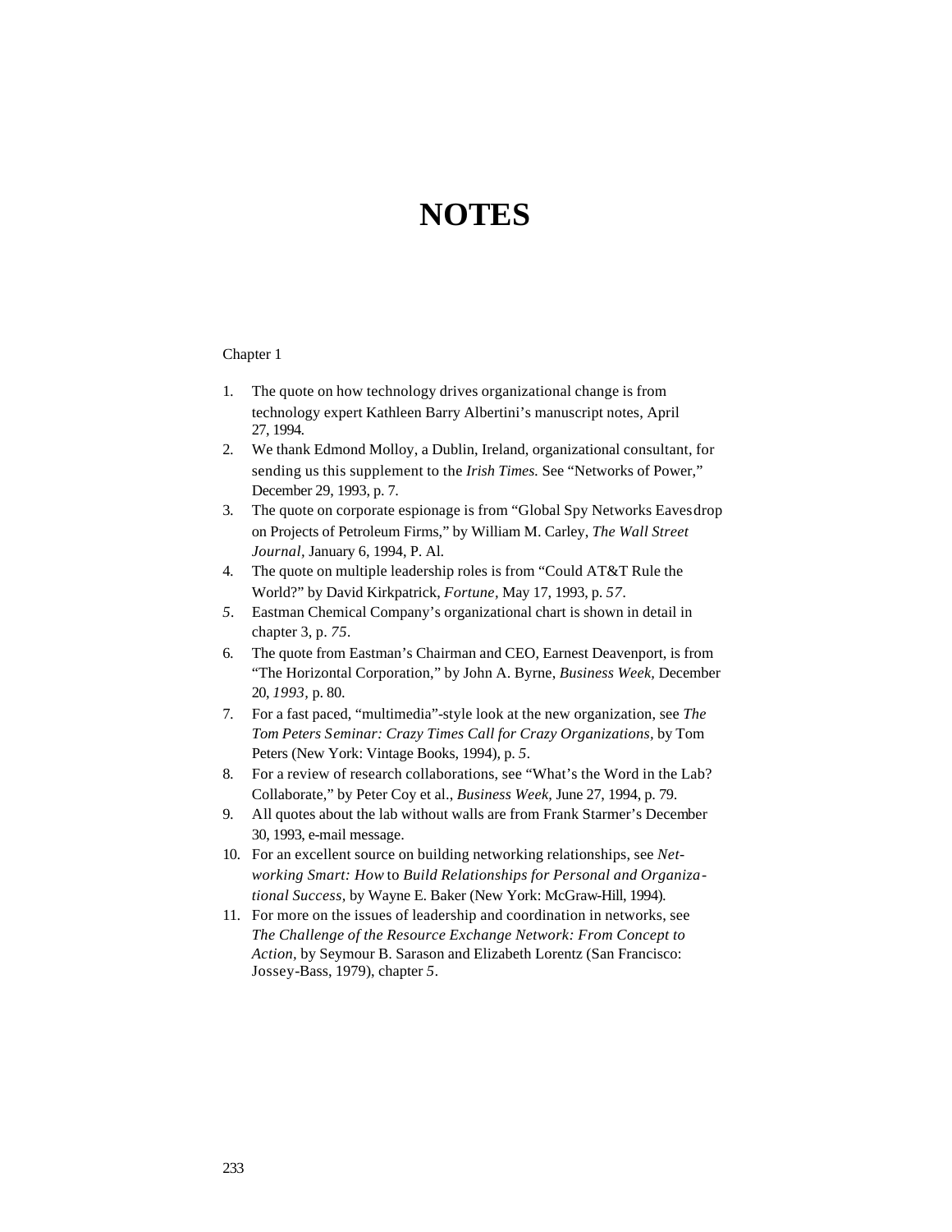# NOTES

Chapter 1

1. The quote on how technology drives organizational change is from technology expert Kathleen Barry Albertini's manuscript notes, April 27, 1994.
2. We thank Edmond Molloy, a Dublin, Ireland, organizational consultant, for sending us this supplement to the *Irish Times.* See "Networks of Power," December 29, 1993, p. 7.
3. The quote on corporate espionage is from "Global Spy Networks Eavesdrop on Projects of Petroleum Firms," by William M. Carley, *The Wall Street Journal,* January 6, 1994, P. Al.
4. The quote on multiple leadership roles is from "Could AT&T Rule the World?" by David Kirkpatrick, *Fortune,* May 17, 1993, p. *57*.
5. Eastman Chemical Company's organizational chart is shown in detail in chapter 3, p. *75*.
6. The quote from Eastman's Chairman and CEO, Earnest Deavenport, is from "The Horizontal Corporation," by John A. Byrne, *Business Week,* December 20, *1993,* p. 80.
7. For a fast paced, "multimedia"-style look at the new organization, see *The Tom Peters Seminar: Crazy Times Call for Crazy Organizations,* by Tom Peters (New York: Vintage Books, 1994), p. *5*.
8. For a review of research collaborations, see "What's the Word in the Lab? Collaborate," by Peter Coy et al., *Business Week,* June 27, 1994, p. 79.
9. All quotes about the lab without walls are from Frank Starmer's December 30, 1993, e-mail message.
10. For an excellent source on building networking relationships, see *Networking Smart: How* to *Build Relationships for Personal and Organizational Success,* by Wayne E. Baker (New York: McGraw-Hill, 1994).
11. For more on the issues of leadership and coordination in networks, see *The Challenge of the Resource Exchange Network: From Concept to Action,* by Seymour B. Sarason and Elizabeth Lorentz (San Francisco: Jossey-Bass, 1979), chapter *5*.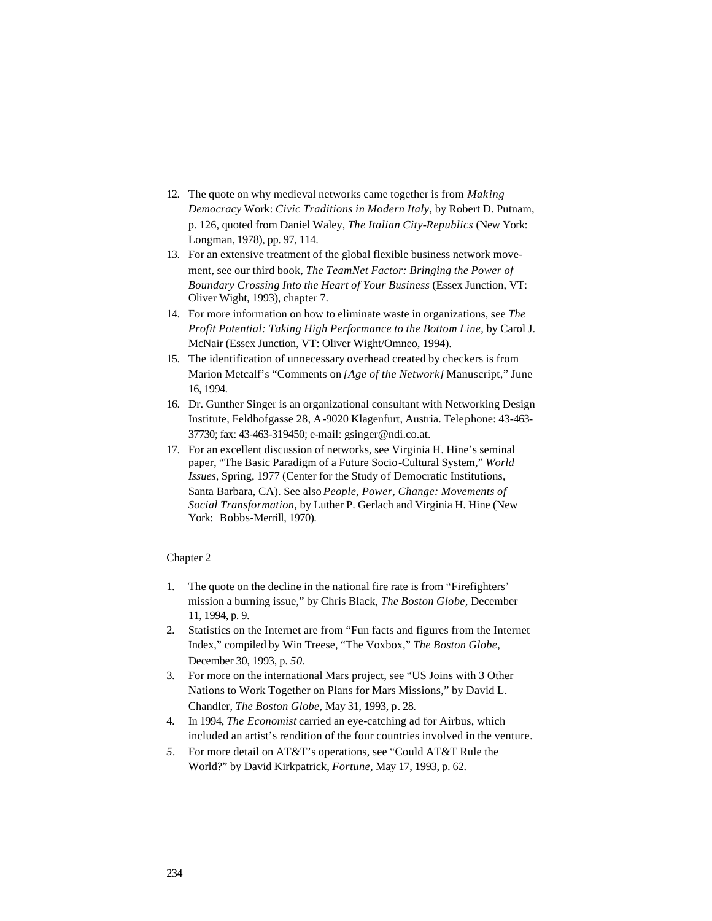12. The quote on why medieval networks came together is from *Making Democracy* Work: *Civic Traditions in Modern Italy,* by Robert D. Putnam, p. 126, quoted from Daniel Waley, *The Italian City-Republics* (New York: Longman, 1978), pp. 97, 114.
13. For an extensive treatment of the global flexible business network movement, see our third book, *The TeamNet Factor: Bringing the Power of Boundary Crossing Into the Heart of Your Business* (Essex Junction, VT: Oliver Wight, 1993), chapter 7.
14. For more information on how to eliminate waste in organizations, see *The Profit Potential: Taking High Performance to the Bottom Line,* by Carol J. McNair (Essex Junction, VT: Oliver Wight/Omneo, 1994).
15. The identification of unnecessary overhead created by checkers is from Marion Metcalf's "Comments on *[Age of the Network]* Manuscript," June 16, 1994.
16. Dr. Gunther Singer is an organizational consultant with Networking Design Institute, Feldhofgasse 28, A-9020 Klagenfurt, Austria. Telephone: 43-463-37730; fax: 43-463-319450; e-mail: gsinger@ndi.co.at.
17. For an excellent discussion of networks, see Virginia H. Hine's seminal paper, "The Basic Paradigm of a Future Socio-Cultural System," *World Issues,* Spring, 1977 (Center for the Study of Democratic Institutions, Santa Barbara, CA). See also *People, Power, Change: Movements of Social Transformation,* by Luther P. Gerlach and Virginia H. Hine (New York: Bobbs-Merrill, 1970).

Chapter 2

1. The quote on the decline in the national fire rate is from "Firefighters' mission a burning issue," by Chris Black, *The Boston Globe,* December 11, 1994, p. 9.
2. Statistics on the Internet are from "Fun facts and figures from the Internet Index," compiled by Win Treese, "The Voxbox," *The Boston Globe,* December 30, 1993, p. 50.
3. For more on the international Mars project, see "US Joins with 3 Other Nations to Work Together on Plans for Mars Missions," by David L. Chandler, *The Boston Globe,* May 31, 1993, p. 28.
4. In 1994, *The Economist* carried an eye-catching ad for Airbus, which included an artist's rendition of the four countries involved in the venture.
5. For more detail on AT&T's operations, see "Could AT&T Rule the World?" by David Kirkpatrick, *Fortune,* May 17, 1993, p. 62.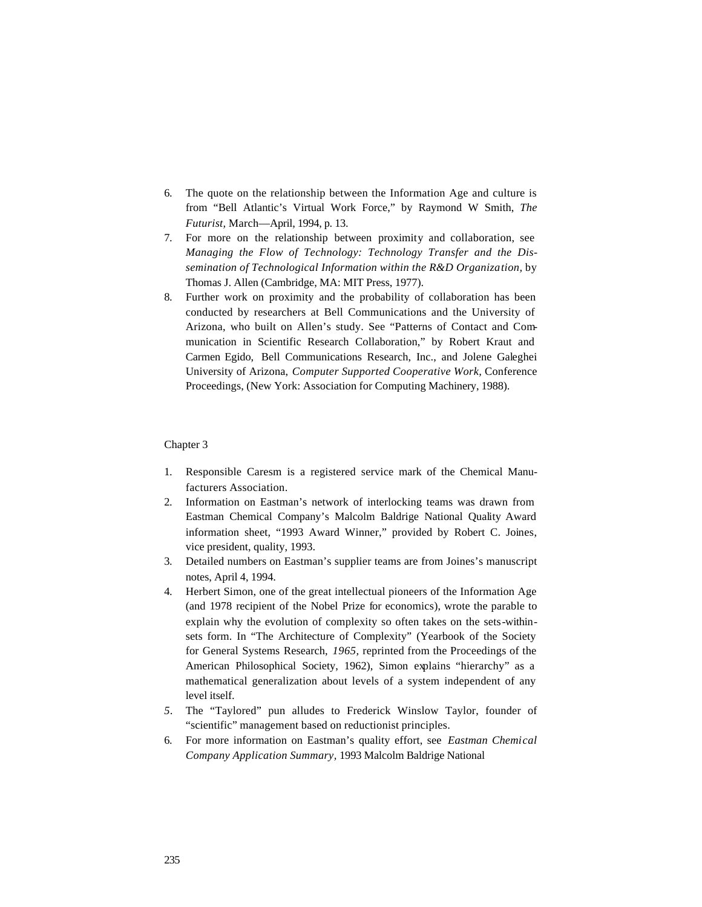6. The quote on the relationship between the Information Age and culture is from "Bell Atlantic's Virtual Work Force," by Raymond W Smith, *The Futurist,* March—April, 1994, p. 13.
7. For more on the relationship between proximity and collaboration, see *Managing the Flow of Technology: Technology Transfer and the Dissemination of Technological Information within the R&D Organization,* by Thomas J. Allen (Cambridge, MA: MIT Press, 1977).
8. Further work on proximity and the probability of collaboration has been conducted by researchers at Bell Communications and the University of Arizona, who built on Allen's study. See "Patterns of Contact and Communication in Scientific Research Collaboration," by Robert Kraut and Carmen Egido, Bell Communications Research, Inc., and Jolene Galeghei University of Arizona, *Computer Supported Cooperative Work,* Conference Proceedings, (New York: Association for Computing Machinery, 1988).

Chapter 3

1. Responsible Caresm is a registered service mark of the Chemical Manufacturers Association.
2. Information on Eastman's network of interlocking teams was drawn from Eastman Chemical Company's Malcolm Baldrige National Quality Award information sheet, "1993 Award Winner," provided by Robert C. Joines, vice president, quality, 1993.
3. Detailed numbers on Eastman's supplier teams are from Joines's manuscript notes, April 4, 1994.
4. Herbert Simon, one of the great intellectual pioneers of the Information Age (and 1978 recipient of the Nobel Prize for economics), wrote the parable to explain why the evolution of complexity so often takes on the sets-within-sets form. In "The Architecture of Complexity" (Yearbook of the Society for General Systems Research, *1965,* reprinted from the Proceedings of the American Philosophical Society, 1962), Simon explains "hierarchy" as a mathematical generalization about levels of a system independent of any level itself.
5. The "Taylored" pun alludes to Frederick Winslow Taylor, founder of "scientific" management based on reductionist principles.
6. For more information on Eastman's quality effort, see *Eastman Chemical Company Application Summary,* 1993 Malcolm Baldrige National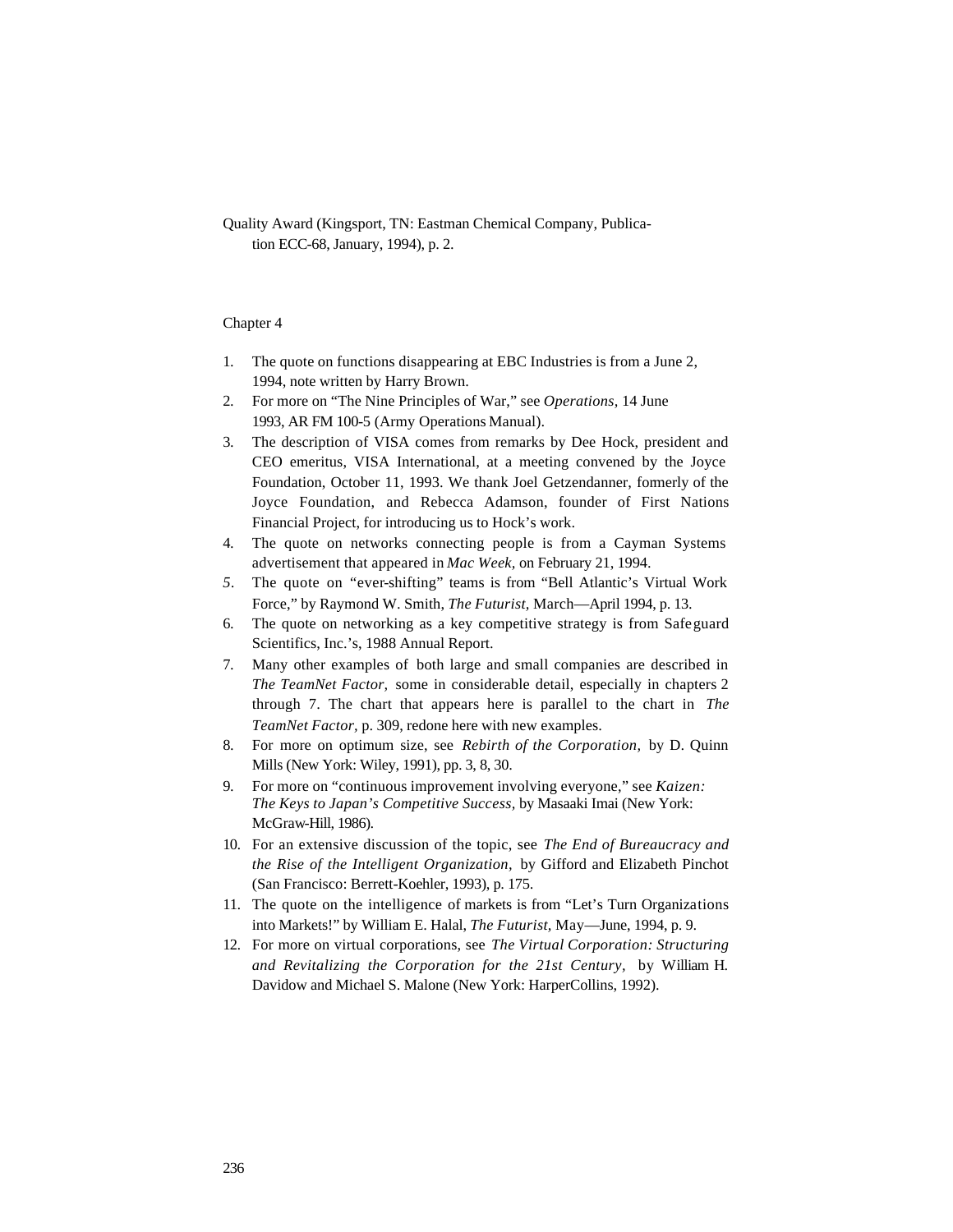Quality Award (Kingsport, TN: Eastman Chemical Company, Publication ECC-68, January, 1994), p. 2.

## Chapter 4

1. The quote on functions disappearing at EBC Industries is from a June 2, 1994, note written by Harry Brown.
2. For more on "The Nine Principles of War," see *Operations,* 14 June 1993, AR FM 100-5 (Army Operations Manual).
3. The description of VISA comes from remarks by Dee Hock, president and CEO emeritus, VISA International, at a meeting convened by the Joyce Foundation, October 11, 1993. We thank Joel Getzendanner, fomerly of the Joyce Foundation, and Rebecca Adamson, founder of First Nations Financial Project, for introducing us to Hock's work.
4. The quote on networks connecting people is from a Cayman Systems advertisement that appeared in *Mac Week,* on February 21, 1994.
5. The quote on "ever-shifting" teams is from "Bell Atlantic's Virtual Work Force," by Raymond W. Smith, *The Futurist,* March—April 1994, p. 13.
6. The quote on networking as a key competitive strategy is from Safeguard Scientifics, Inc.'s, 1988 Annual Report.
7. Many other examples of both large and small companies are described in *The TeamNet Factor,* some in considerable detail, especially in chapters 2 through 7. The chart that appears here is parallel to the chart in *The TeamNet Factor,* p. 309, redone here with new examples.
8. For more on optimum size, see *Rebirth of the Corporation,* by D. Quinn Mills (New York: Wiley, 1991), pp. 3, 8, 30.
9. For more on "continuous improvement involving everyone," see *Kaizen: The Keys to Japan's Competitive Success,* by Masaaki Imai (New York: McGraw-Hill, 1986).
10. For an extensive discussion of the topic, see *The End of Bureaucracy and the Rise of the Intelligent Organization,* by Gifford and Elizabeth Pinchot (San Francisco: Berrett-Koehler, 1993), p. 175.
11. The quote on the intelligence of markets is from "Let's Turn Organizations into Markets!" by William E. Halal, *The Futurist,* May—June, 1994, p. 9.
12. For more on virtual corporations, see *The Virtual Corporation: Structuring and Revitalizing the Corporation for the 21st Century,* by William H. Davidow and Michael S. Malone (New York: HarperCollins, 1992).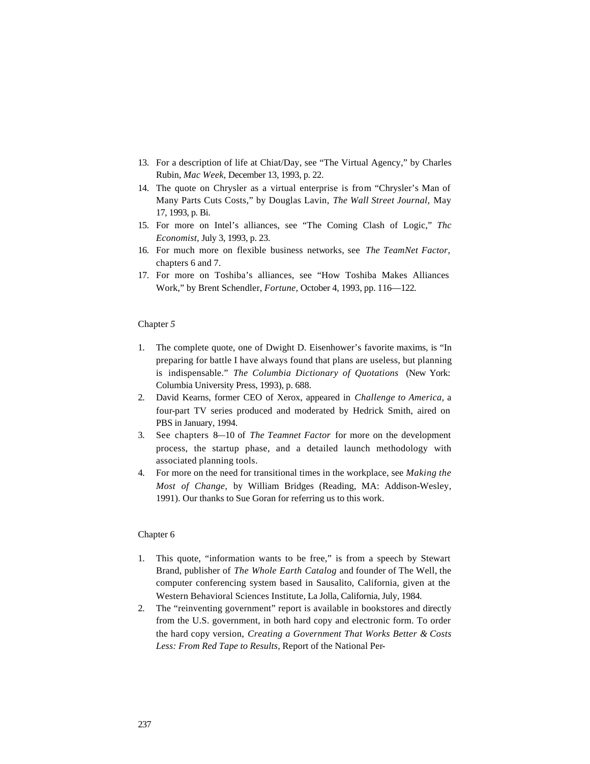13. For a description of life at Chiat/Day, see "The Virtual Agency," by Charles Rubin, *Mac Week,* December 13, 1993, p. 22.
14. The quote on Chrysler as a virtual enterprise is from "Chrysler's Man of Many Parts Cuts Costs," by Douglas Lavin, *The Wall Street Journal,* May 17, 1993, p. Bi.
15. For more on Intel's alliances, see "The Coming Clash of Logic," *Thc Economist,* July 3, 1993, p. 23.
16. For much more on flexible business networks, see *The TeamNet Factor,* chapters 6 and 7.
17. For more on Toshiba's alliances, see "How Toshiba Makes Alliances Work," by Brent Schendler, *Fortune,* October 4, 1993, pp. 116—122.

## Chapter *5*

1. The complete quote, one of Dwight D. Eisenhower's favorite maxims, is "In preparing for battle I have always found that plans are useless, but planning is indispensable." *The Columbia Dictionary of Quotations* (New York: Columbia University Press, 1993), p. 688.
2. David Kearns, former CEO of Xerox, appeared in *Challenge to America,* a four-part TV series produced and moderated by Hedrick Smith, aired on PBS in January, 1994.
3. See chapters 8—10 of *The Teamnet Factor* for more on the development process, the startup phase, and a detailed launch methodology with associated planning tools.
4. For more on the need for transitional times in the workplace, see *Making the Most of Change,* by William Bridges (Reading, MA: Addison-Wesley, 1991). Our thanks to Sue Goran for referring us to this work.

## Chapter 6

1. This quote, "information wants to be free," is from a speech by Stewart Brand, publisher of *The Whole Earth Catalog* and founder of The Well, the computer conferencing system based in Sausalito, California, given at the Western Behavioral Sciences Institute, La Jolla, California, July, 1984.
2. The "reinventing government" report is available in bookstores and directly from the U.S. government, in both hard copy and electronic form. To order the hard copy version, *Creating a Government That Works Better & Costs Less: From Red Tape to Results,* Report of the National Per-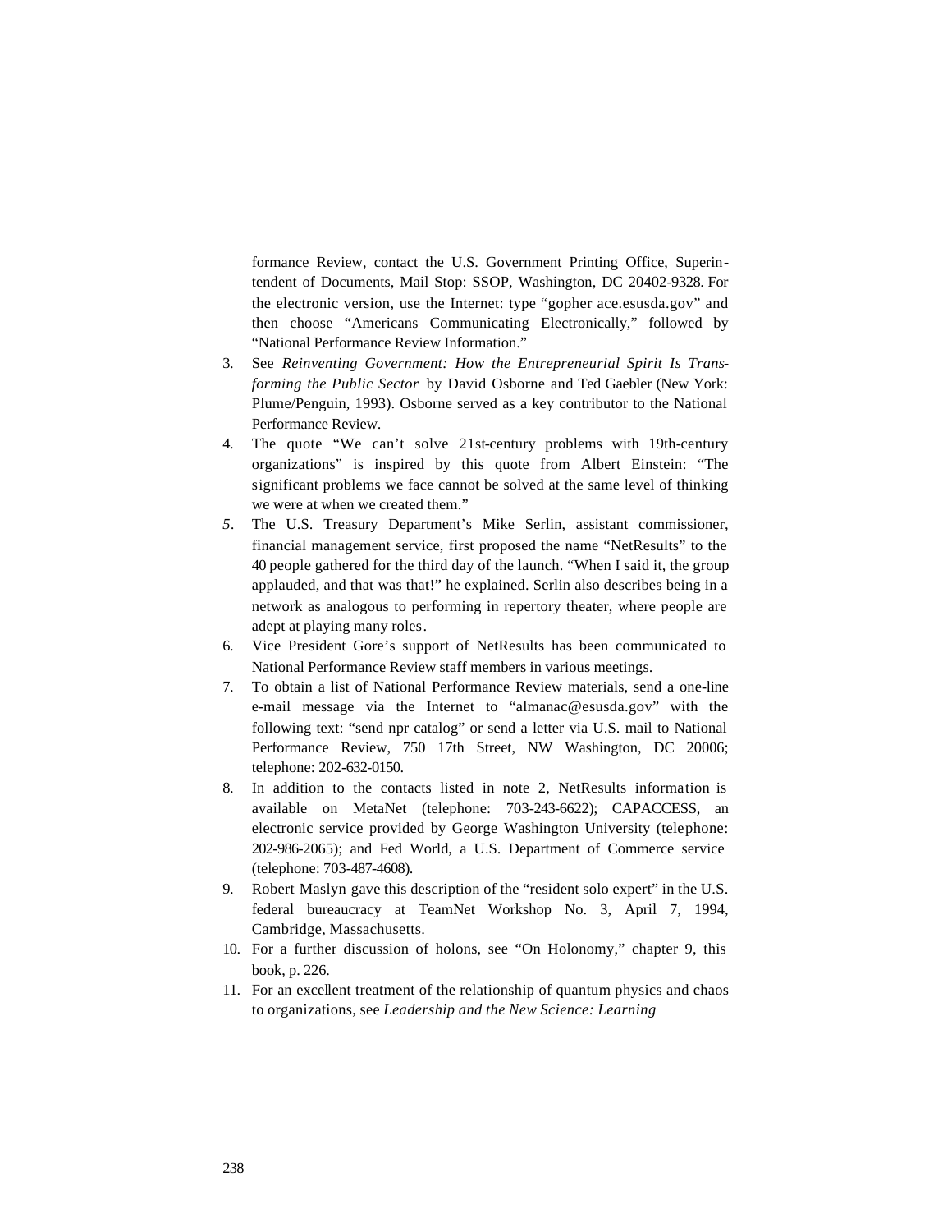formance Review, contact the U.S. Government Printing Office, Superintendent of Documents, Mail Stop: SSOP, Washington, DC 20402-9328. For the electronic version, use the Internet: type "gopher ace.esusda.gov" and then choose "Americans Communicating Electronically," followed by "National Performance Review Information."

3. See *Reinventing Government: How the Entrepreneurial Spirit Is Transforming the Public Sector* by David Osborne and Ted Gaebler (New York: Plume/Penguin, 1993). Osborne served as a key contributor to the National Performance Review.
4. The quote "We can't solve 21st-century problems with 19th-century organizations" is inspired by this quote from Albert Einstein: "The significant problems we face cannot be solved at the same level of thinking we were at when we created them."
5. The U.S. Treasury Department's Mike Serlin, assistant commissioner, financial management service, first proposed the name "NetResults" to the 40 people gathered for the third day of the launch. "When I said it, the group applauded, and that was that!" he explained. Serlin also describes being in a network as analogous to performing in repertory theater, where people are adept at playing many roles.
6. Vice President Gore's support of NetResults has been communicated to National Performance Review staff members in various meetings.
7. To obtain a list of National Performance Review materials, send a one-line e-mail message via the Internet to "almanac@esusda.gov" with the following text: "send npr catalog" or send a letter via U.S. mail to National Performance Review, 750 17th Street, NW Washington, DC 20006; telephone: 202-632-0150.
8. In addition to the contacts listed in note 2, NetResults information is available on MetaNet (telephone: 703-243-6622); CAPACCESS, an electronic service provided by George Washington University (telephone: 202-986-2065); and Fed World, a U.S. Department of Commerce service (telephone: 703-487-4608).
9. Robert Maslyn gave this description of the "resident solo expert" in the U.S. federal bureaucracy at TeamNet Workshop No. 3, April 7, 1994, Cambridge, Massachusetts.
10. For a further discussion of holons, see "On Holonomy," chapter 9, this book, p. 226.
11. For an excellent treatment of the relationship of quantum physics and chaos to organizations, see *Leadership and the New Science: Learning*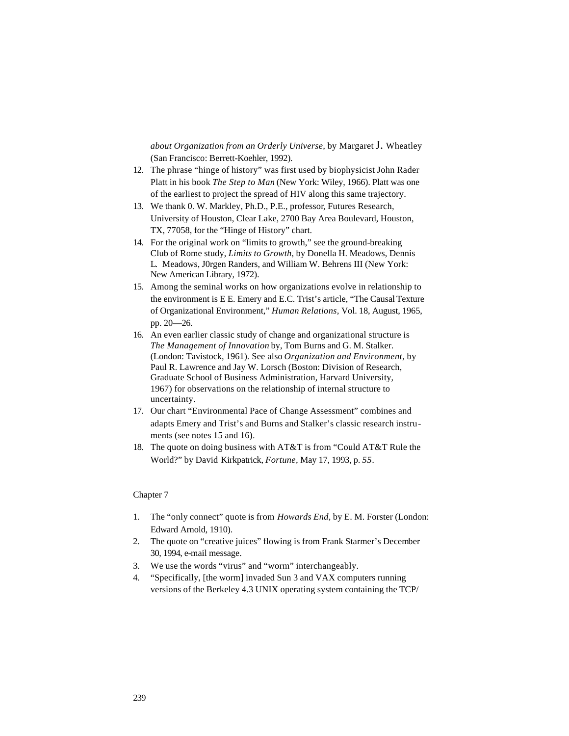*about Organization from an Orderly Universe,* by Margaret J. Wheatley (San Francisco: Berrett-Koehler, 1992).

12. The phrase "hinge of history" was first used by biophysicist John Rader Platt in his book *The Step to Man* (New York: Wiley, 1966). Platt was one of the earliest to project the spread of HIV along this same trajectory.
13. We thank 0. W. Markley, Ph.D., P.E., professor, Futures Research, University of Houston, Clear Lake, 2700 Bay Area Boulevard, Houston, TX, 77058, for the "Hinge of History" chart.
14. For the original work on "limits to growth," see the ground-breaking Club of Rome study, *Limits to Growth,* by Donella H. Meadows, Dennis L. Meadows, J0rgen Randers, and William W. Behrens III (New York: New American Library, 1972).
15. Among the seminal works on how organizations evolve in relationship to the environment is E E. Emery and E.C. Trist's article, "The Causal Texture of Organizational Environment," *Human Relations,* Vol. 18, August, 1965, pp. 20—26.
16. An even earlier classic study of change and organizational structure is *The Management of Innovation* by, Tom Burns and G. M. Stalker. (London: Tavistock, 1961). See also *Organization and Environment,* by Paul R. Lawrence and Jay W. Lorsch (Boston: Division of Research, Graduate School of Business Administration, Harvard University, 1967) for observations on the relationship of internal structure to uncertainty.
17. Our chart "Environmental Pace of Change Assessment" combines and adapts Emery and Trist's and Burns and Stalker's classic research instruments (see notes 15 and 16).
18. The quote on doing business with AT&T is from "Could AT&T Rule the World?" by David Kirkpatrick, *Fortune,* May 17, 1993, p. *55*.

Chapter 7

1. The "only connect" quote is from *Howards End,* by E. M. Forster (London: Edward Arnold, 1910).
2. The quote on "creative juices" flowing is from Frank Starmer's December 30, 1994, e-mail message.
3. We use the words "virus" and "worm" interchangeably.
4. "Specifically, [the worm] invaded Sun 3 and VAX computers running versions of the Berkeley 4.3 UNIX operating system containing the TCP/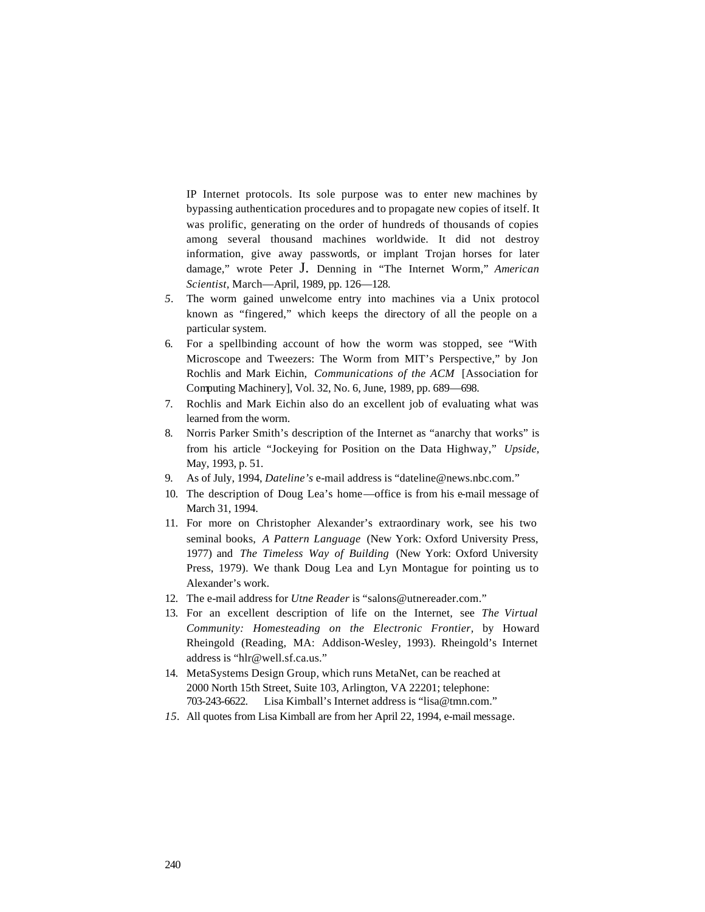IP Internet protocols. Its sole purpose was to enter new machines by bypassing authentication procedures and to propagate new copies of itself. It was prolific, generating on the order of hundreds of thousands of copies among several thousand machines worldwide. It did not destroy information, give away passwords, or implant Trojan horses for later damage," wrote Peter J. Denning in "The Internet Worm," *American Scientist,* March—April, 1989, pp. 126—128.

5. The worm gained unwelcome entry into machines via a Unix protocol known as "fingered," which keeps the directory of all the people on a particular system.
6. For a spellbinding account of how the worm was stopped, see "With Microscope and Tweezers: The Worm from MIT's Perspective," by Jon Rochlis and Mark Eichin, *Communications of the ACM* [Association for Computing Machinery], Vol. 32, No. 6, June, 1989, pp. 689—698.
7. Rochlis and Mark Eichin also do an excellent job of evaluating what was learned from the worm.
8. Norris Parker Smith's description of the Internet as "anarchy that works" is from his article "Jockeying for Position on the Data Highway," *Upside,* May, 1993, p. 51.
9. As of July, 1994, *Dateline's* e-mail address is "dateline@news.nbc.com."
10. The description of Doug Lea's home—office is from his e-mail message of March 31, 1994.
11. For more on Christopher Alexander's extraordinary work, see his two seminal books, *A Pattern Language* (New York: Oxford University Press, 1977) and *The Timeless Way of Building* (New York: Oxford University Press, 1979). We thank Doug Lea and Lyn Montague for pointing us to Alexander's work.
12. The e-mail address for *Utne Reader* is "salons@utnereader.com."
13. For an excellent description of life on the Internet, see *The Virtual Community: Homesteading on the Electronic Frontier,* by Howard Rheingold (Reading, MA: Addison-Wesley, 1993). Rheingold's Internet address is "hlr@well.sf.ca.us."
14. MetaSystems Design Group, which runs MetaNet, can be reached at 2000 North 15th Street, Suite 103, Arlington, VA 22201; telephone: 703-243-6622. Lisa Kimball's Internet address is "lisa@tmn.com."
15. All quotes from Lisa Kimball are from her April 22, 1994, e-mail message.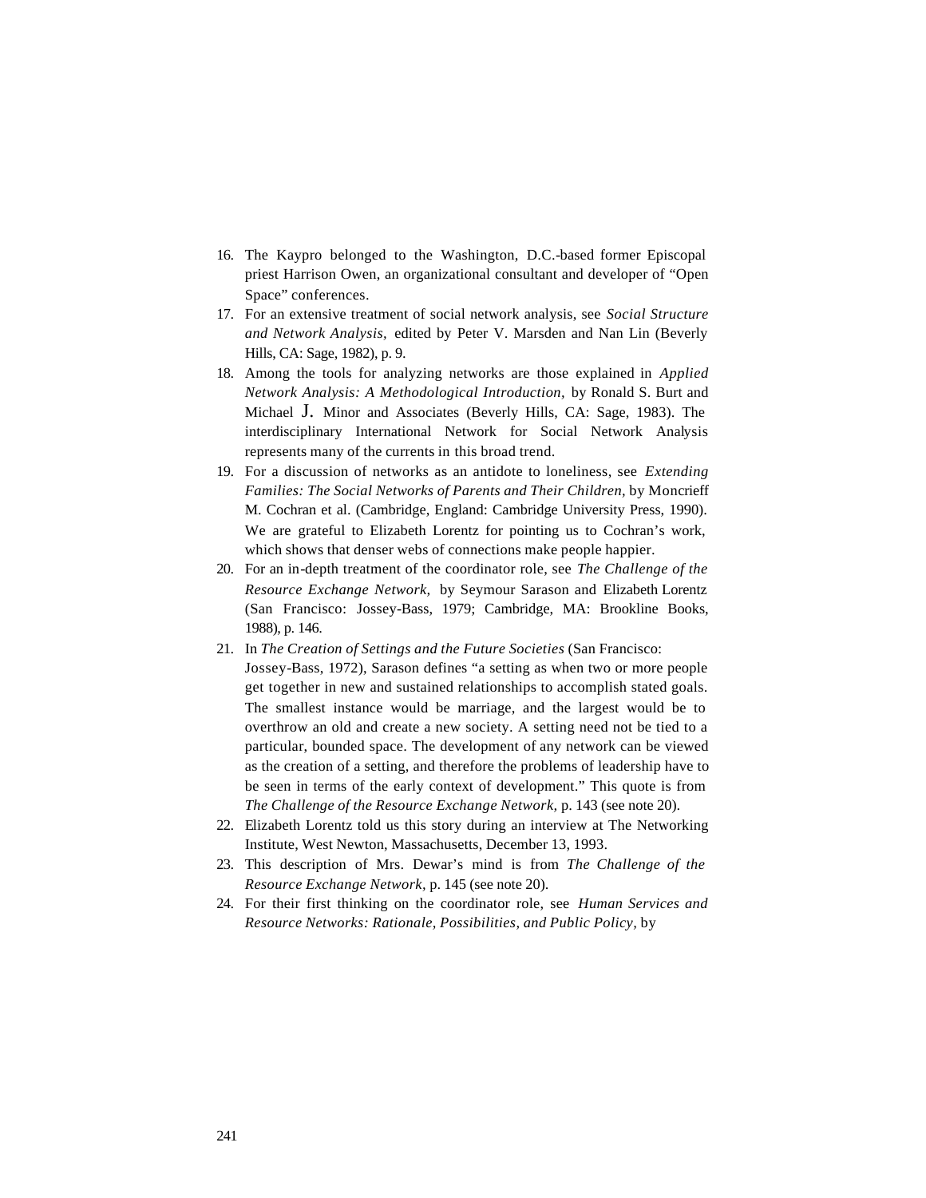16. The Kaypro belonged to the Washington, D.C.-based former Episcopal priest Harrison Owen, an organizational consultant and developer of "Open Space" conferences.
17. For an extensive treatment of social network analysis, see *Social Structure and Network Analysis,* edited by Peter V. Marsden and Nan Lin (Beverly Hills, CA: Sage, 1982), p. 9.
18. Among the tools for analyzing networks are those explained in *Applied Network Analysis: A Methodological Introduction,* by Ronald S. Burt and Michael J. Minor and Associates (Beverly Hills, CA: Sage, 1983). The interdisciplinary International Network for Social Network Analysis represents many of the currents in this broad trend.
19. For a discussion of networks as an antidote to loneliness, see *Extending Families: The Social Networks of Parents and Their Children,* by Moncrieff M. Cochran et al. (Cambridge, England: Cambridge University Press, 1990). We are grateful to Elizabeth Lorentz for pointing us to Cochran's work, which shows that denser webs of connections make people happier.
20. For an in-depth treatment of the coordinator role, see *The Challenge of the Resource Exchange Network,* by Seymour Sarason and Elizabeth Lorentz (San Francisco: Jossey-Bass, 1979; Cambridge, MA: Brookline Books, 1988), p. 146.
21. In *The Creation of Settings and the Future Societies* (San Francisco: Jossey-Bass, 1972), Sarason defines "a setting as when two or more people get together in new and sustained relationships to accomplish stated goals. The smallest instance would be marriage, and the largest would be to overthrow an old and create a new society. A setting need not be tied to a particular, bounded space. The development of any network can be viewed as the creation of a setting, and therefore the problems of leadership have to be seen in terms of the early context of development." This quote is from *The Challenge of the Resource Exchange Network,* p. 143 (see note 20).
22. Elizabeth Lorentz told us this story during an interview at The Networking Institute, West Newton, Massachusetts, December 13, 1993.
23. This description of Mrs. Dewar's mind is from *The Challenge of the Resource Exchange Network,* p. 145 (see note 20).
24. For their first thinking on the coordinator role, see *Human Services and Resource Networks: Rationale, Possibilities, and Public Policy,* by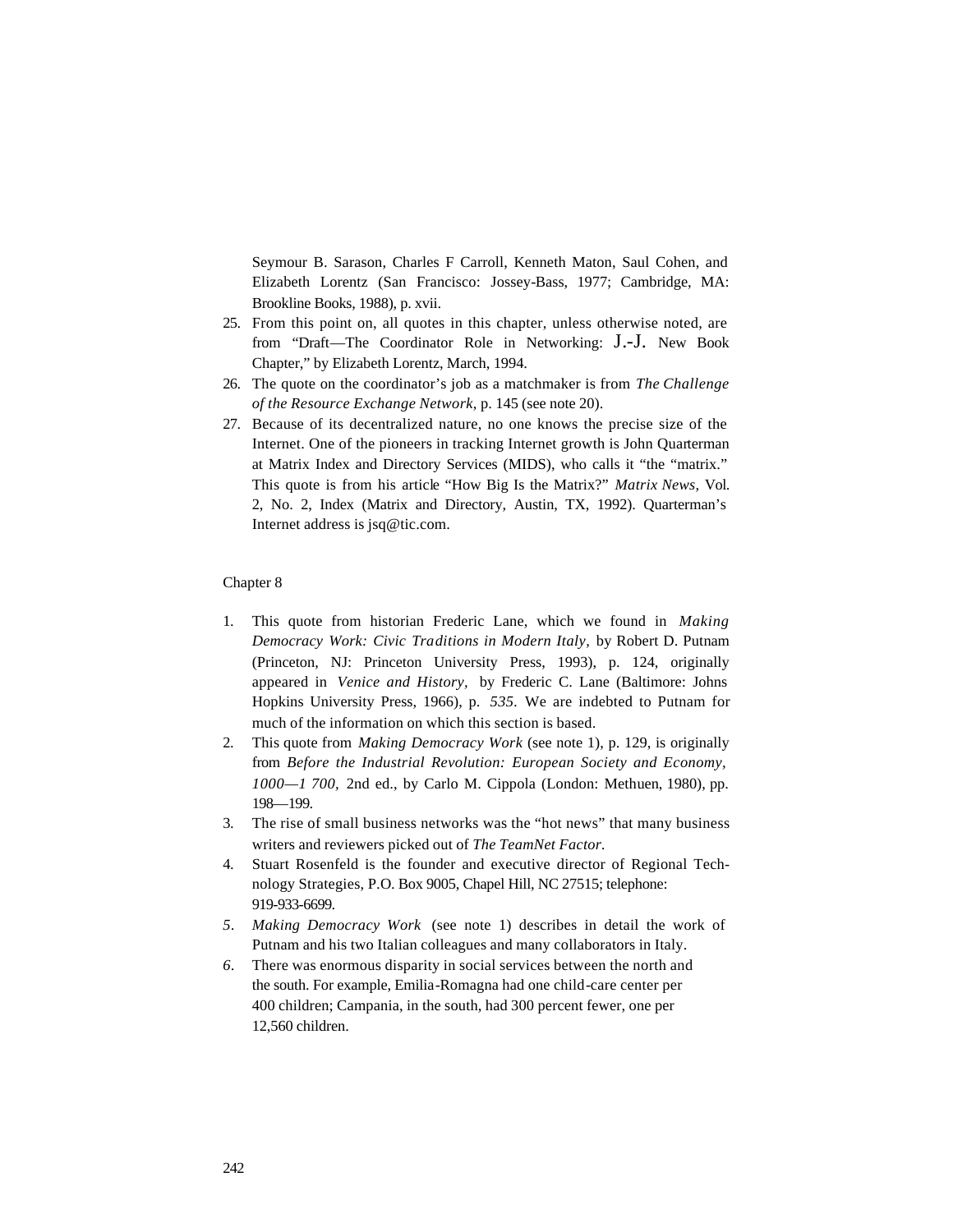Seymour B. Sarason, Charles F Carroll, Kenneth Maton, Saul Cohen, and Elizabeth Lorentz (San Francisco: Jossey-Bass, 1977; Cambridge, MA: Brookline Books, 1988), p. xvii.

25. From this point on, all quotes in this chapter, unless otherwise noted, are from "Draft—The Coordinator Role in Networking: J.-J. New Book Chapter," by Elizabeth Lorentz, March, 1994.
26. The quote on the coordinator's job as a matchmaker is from *The Challenge of the Resource Exchange Network*, p. 145 (see note 20).
27. Because of its decentralized nature, no one knows the precise size of the Internet. One of the pioneers in tracking Internet growth is John Quarterman at Matrix Index and Directory Services (MIDS), who calls it "the "matrix." This quote is from his article "How Big Is the Matrix?" *Matrix News,* Vol. 2, No. 2, Index (Matrix and Directory, Austin, TX, 1992). Quarterman's Internet address is jsq@tic.com.

Chapter 8

1. This quote from historian Frederic Lane, which we found in *Making Democracy Work: Civic Traditions in Modern Italy,* by Robert D. Putnam (Princeton, NJ: Princeton University Press, 1993), p. 124, originally appeared in *Venice and History,* by Frederic C. Lane (Baltimore: Johns Hopkins University Press, 1966), p. *535*. We are indebted to Putnam for much of the information on which this section is based.
2. This quote from *Making Democracy Work* (see note 1), p. 129, is originally from *Before the Industrial Revolution: European Society and Economy, 1000—1 700,* 2nd ed., by Carlo M. Cippola (London: Methuen, 1980), pp. 198—199.
3. The rise of small business networks was the "hot news" that many business writers and reviewers picked out of *The TeamNet Factor.*
4. Stuart Rosenfeld is the founder and executive director of Regional Technology Strategies, P.O. Box 9005, Chapel Hill, NC 27515; telephone: 919-933-6699.
5. *Making Democracy Work* (see note 1) describes in detail the work of Putnam and his two Italian colleagues and many collaborators in Italy.
6. There was enormous disparity in social services between the north and the south. For example, Emilia-Romagna had one child-care center per 400 children; Campania, in the south, had 300 percent fewer, one per 12,560 children.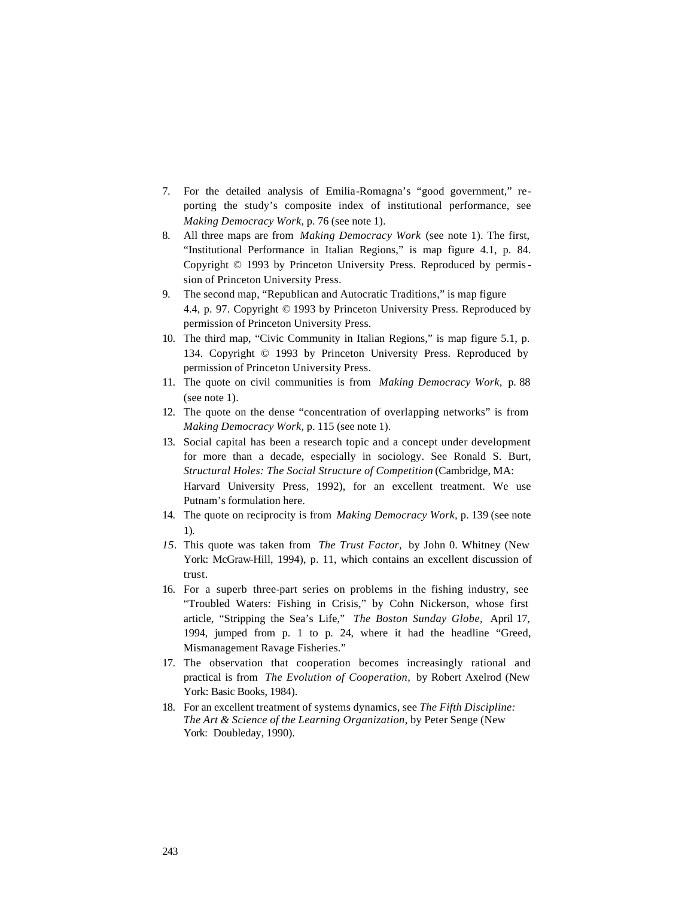7. For the detailed analysis of Emilia-Romagna's "good government," reporting the study's composite index of institutional performance, see *Making Democracy Work*, p. 76 (see note 1).
8. All three maps are from *Making Democracy Work* (see note 1). The first, "Institutional Performance in Italian Regions," is map figure 4.1, p. 84. Copyright © 1993 by Princeton University Press. Reproduced by permission of Princeton University Press.
9. The second map, "Republican and Autocratic Traditions," is map figure 4.4, p. 97. Copyright © 1993 by Princeton University Press. Reproduced by permission of Princeton University Press.
10. The third map, "Civic Community in Italian Regions," is map figure 5.1, p. 134. Copyright © 1993 by Princeton University Press. Reproduced by permission of Princeton University Press.
11. The quote on civil communities is from *Making Democracy Work*, p. 88 (see note 1).
12. The quote on the dense "concentration of overlapping networks" is from *Making Democracy Work*, p. 115 (see note 1).
13. Social capital has been a research topic and a concept under development for more than a decade, especially in sociology. See Ronald S. Burt, *Structural Holes: The Social Structure of Competition* (Cambridge, MA: Harvard University Press, 1992), for an excellent treatment. We use Putnam's formulation here.
14. The quote on reciprocity is from *Making Democracy Work*, p. 139 (see note 1).
15. This quote was taken from *The Trust Factor*, by John 0. Whitney (New York: McGraw-Hill, 1994), p. 11, which contains an excellent discussion of trust.
16. For a superb three-part series on problems in the fishing industry, see "Troubled Waters: Fishing in Crisis," by Cohn Nickerson, whose first article, "Stripping the Sea's Life," *The Boston Sunday Globe*, April 17, 1994, jumped from p. 1 to p. 24, where it had the headline "Greed, Mismanagement Ravage Fisheries."
17. The observation that cooperation becomes increasingly rational and practical is from *The Evolution of Cooperation*, by Robert Axelrod (New York: Basic Books, 1984).
18. For an excellent treatment of systems dynamics, see *The Fifth Discipline: The Art & Science of the Learning Organization*, by Peter Senge (New York: Doubleday, 1990).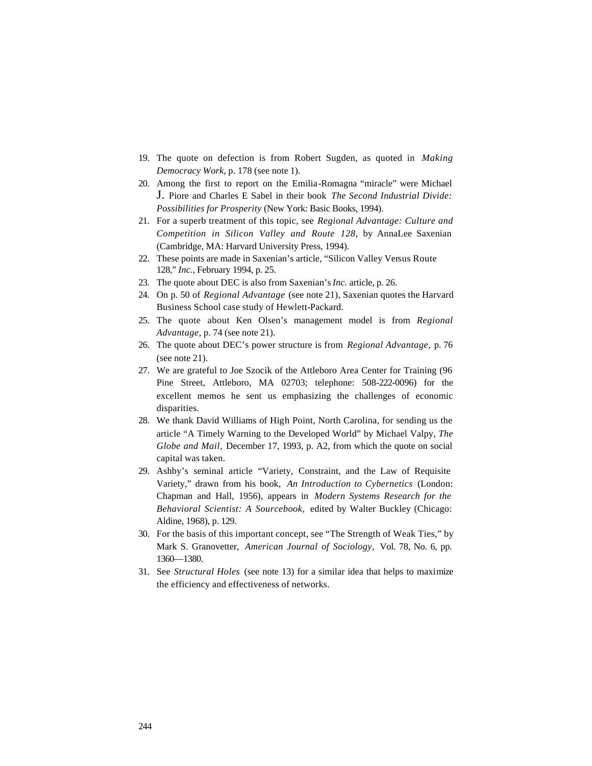19. The quote on defection is from Robert Sugden, as quoted in *Making Democracy Work,* p. 178 (see note 1).
20. Among the first to report on the Emilia-Romagna "miracle" were Michael J. Piore and Charles E Sabel in their book *The Second Industrial Divide: Possibilities for Prosperity* (New York: Basic Books, 1994).
21. For a superb treatment of this topic, see *Regional Advantage: Culture and Competition in Silicon Valley and Route 128,* by AnnaLee Saxenian (Cambridge, MA: Harvard University Press, 1994).
22. These points are made in Saxenian's article, "Silicon Valley Versus Route 128," *Inc.,* February 1994, p. 25.
23. The quote about DEC is also from Saxenian's *Inc.* article, p. 26.
24. On p. 50 of *Regional Advantage* (see note 21), Saxenian quotes the Harvard Business School case study of Hewlett-Packard.
25. The quote about Ken Olsen's management model is from *Regional Advantage,* p. 74 (see note 21).
26. The quote about DEC's power structure is from *Regional Advantage,* p. 76 (see note 21).
27. We are grateful to Joe Szocik of the Attleboro Area Center for Training (96 Pine Street, Attleboro, MA 02703; telephone: 508-222-0096) for the excellent memos he sent us emphasizing the challenges of economic disparities.
28. We thank David Williams of High Point, North Carolina, for sending us the article "A Timely Warning to the Developed World" by Michael Valpy, *The Globe and Mail,* December 17, 1993, p. A2, from which the quote on social capital was taken.
29. Ashby's seminal article "Variety, Constraint, and the Law of Requisite Variety," drawn from his book, *An Introduction to Cybernetics* (London: Chapman and Hall, 1956), appears in *Modern Systems Research for the Behavioral Scientist: A Sourcebook,* edited by Walter Buckley (Chicago: Aldine, 1968), p. 129.
30. For the basis of this important concept, see "The Strength of Weak Ties," by Mark S. Granovetter, *American Journal of Sociology,* Vol. 78, No. 6, pp. 1360—1380.
31. See *Structural Holes* (see note 13) for a similar idea that helps to maximize the efficiency and effectiveness of networks.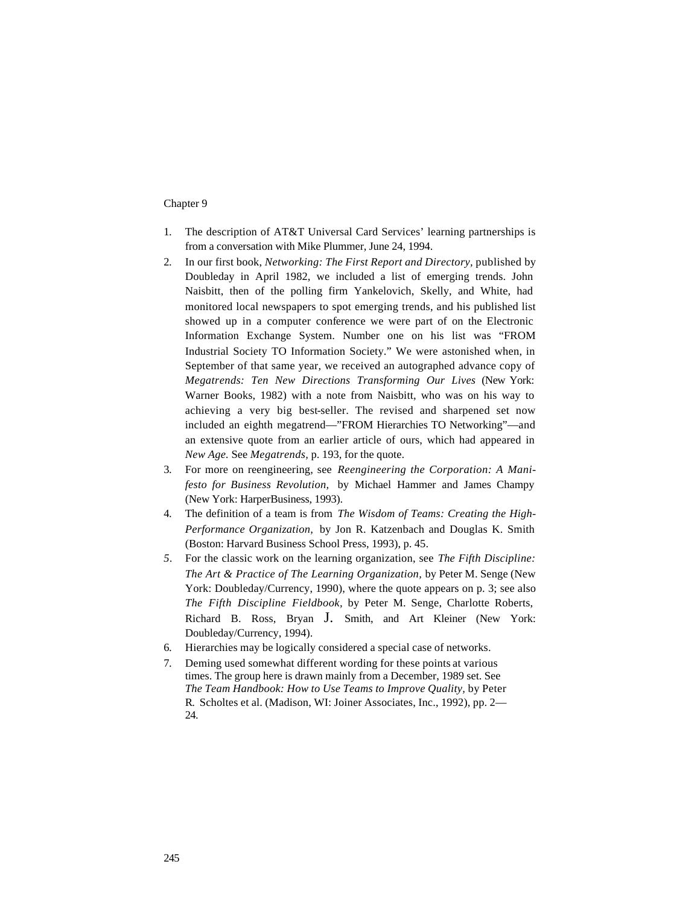Chapter 9

1. The description of AT&T Universal Card Services' learning partnerships is from a conversation with Mike Plummer, June 24, 1994.
2. In our first book, *Networking: The First Report and Directory,* published by Doubleday in April 1982, we included a list of emerging trends. John Naisbitt, then of the polling firm Yankelovich, Skelly, and White, had monitored local newspapers to spot emerging trends, and his published list showed up in a computer conference we were part of on the Electronic Information Exchange System. Number one on his list was "FROM Industrial Society TO Information Society." We were astonished when, in September of that same year, we received an autographed advance copy of *Megatrends: Ten New Directions Transforming Our Lives* (New York: Warner Books, 1982) with a note from Naisbitt, who was on his way to achieving a very big best-seller. The revised and sharpened set now included an eighth megatrend—"FROM Hierarchies TO Networking"—and an extensive quote from an earlier article of ours, which had appeared in *New Age.* See *Megatrends,* p. 193, for the quote.
3. For more on reengineering, see *Reengineering the Corporation: A Manifesto for Business Revolution,* by Michael Hammer and James Champy (New York: HarperBusiness, 1993).
4. The definition of a team is from *The Wisdom of Teams: Creating the High-Performance Organization,* by Jon R. Katzenbach and Douglas K. Smith (Boston: Harvard Business School Press, 1993), p. 45.
5. For the classic work on the learning organization, see *The Fifth Discipline: The Art & Practice of The Learning Organization,* by Peter M. Senge (New York: Doubleday/Currency, 1990), where the quote appears on p. 3; see also *The Fifth Discipline Fieldbook,* by Peter M. Senge, Charlotte Roberts, Richard B. Ross, Bryan J. Smith, and Art Kleiner (New York: Doubleday/Currency, 1994).
6. Hierarchies may be logically considered a special case of networks.
7. Deming used somewhat different wording for these points at various times. The group here is drawn mainly from a December, 1989 set. See *The Team Handbook: How to Use Teams to Improve Quality,* by Peter R. Scholtes et al. (Madison, WI: Joiner Associates, Inc., 1992), pp. 2—24.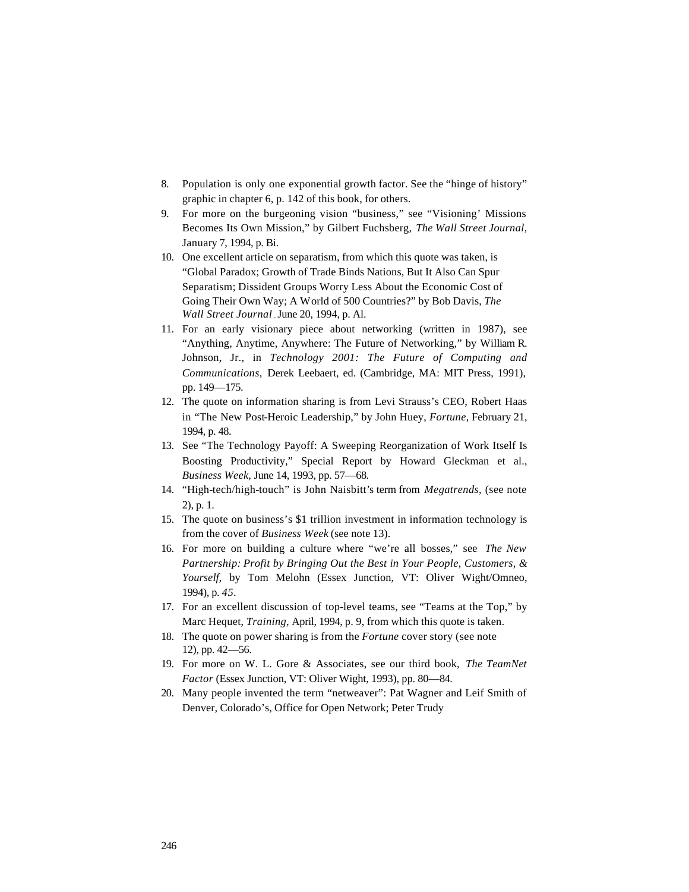8. Population is only one exponential growth factor. See the "hinge of history" graphic in chapter 6, p. 142 of this book, for others.
9. For more on the burgeoning vision "business," see "Visioning' Missions Becomes Its Own Mission," by Gilbert Fuchsberg, *The Wall Street Journal*, January 7, 1994, p. Bi.
10. One excellent article on separatism, from which this quote was taken, is "Global Paradox; Growth of Trade Binds Nations, But It Also Can Spur Separatism; Dissident Groups Worry Less About the Economic Cost of Going Their Own Way; A World of 500 Countries?" by Bob Davis, *The Wall Street Journal* , June 20, 1994, p. Al.
11. For an early visionary piece about networking (written in 1987), see "Anything, Anytime, Anywhere: The Future of Networking," by William R. Johnson, Jr., in *Technology 2001: The Future of Computing and Communications*, Derek Leebaert, ed. (Cambridge, MA: MIT Press, 1991), pp. 149—175.
12. The quote on information sharing is from Levi Strauss's CEO, Robert Haas in "The New Post-Heroic Leadership," by John Huey, *Fortune*, February 21, 1994, p. 48.
13. See "The Technology Payoff: A Sweeping Reorganization of Work Itself Is Boosting Productivity," Special Report by Howard Gleckman et al., *Business Week*, June 14, 1993, pp. 57—68.
14. "High-tech/high-touch" is John Naisbitt's term from *Megatrends*, (see note 2), p. 1.
15. The quote on business's $1 trillion investment in information technology is from the cover of *Business Week* (see note 13).
16. For more on building a culture where "we're all bosses," see *The New Partnership: Profit by Bringing Out the Best in Your People, Customers, & Yourself*, by Tom Melohn (Essex Junction, VT: Oliver Wight/Omneo, 1994), p. *45*.
17. For an excellent discussion of top-level teams, see "Teams at the Top," by Marc Hequet, *Training*, April, 1994, p. 9, from which this quote is taken.
18. The quote on power sharing is from the *Fortune* cover story (see note 12), pp. 42—56.
19. For more on W. L. Gore & Associates, see our third book, *The TeamNet Factor* (Essex Junction, VT: Oliver Wight, 1993), pp. 80—84.
20. Many people invented the term "netweaver": Pat Wagner and Leif Smith of Denver, Colorado's, Office for Open Network; Peter Trudy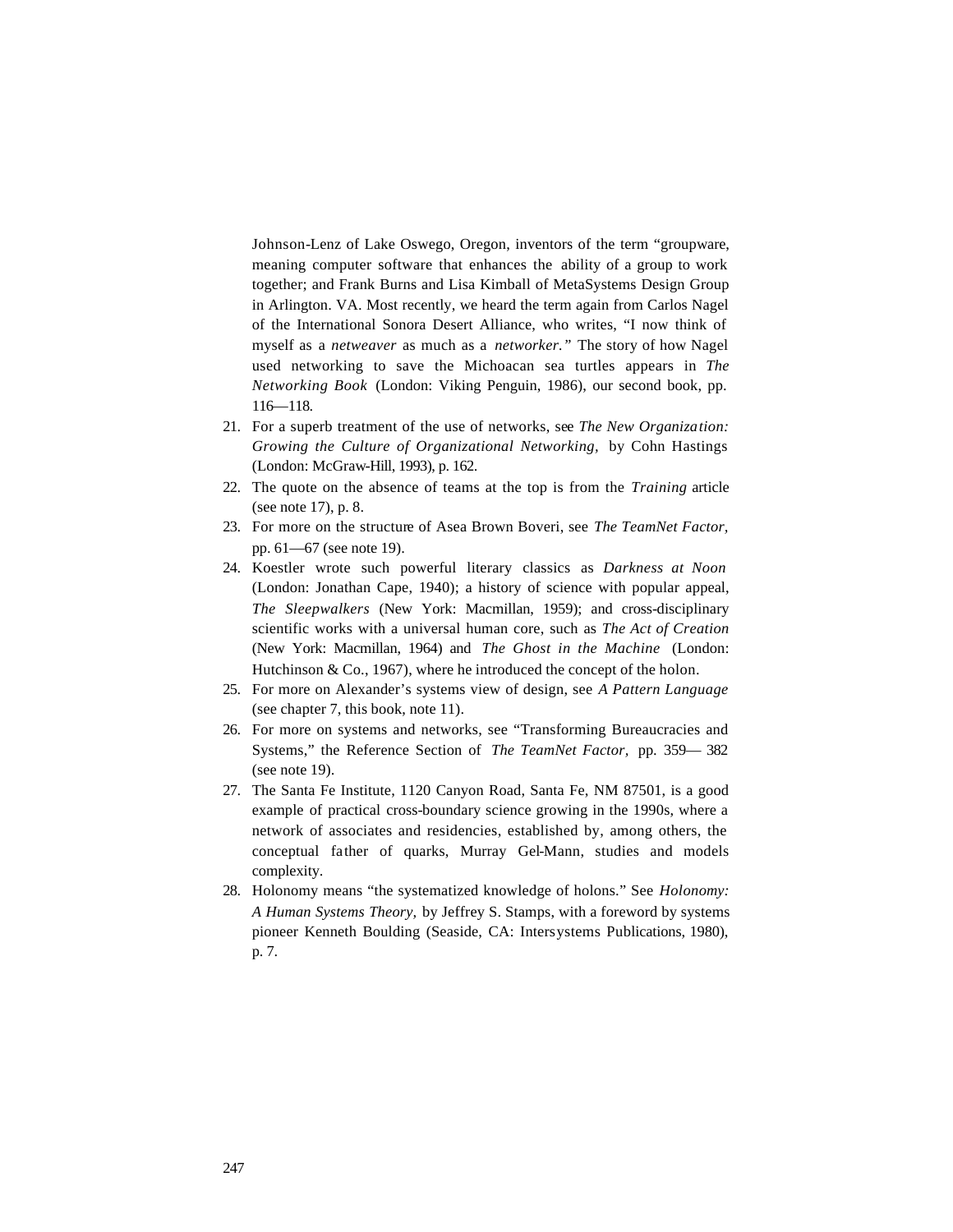Johnson-Lenz of Lake Oswego, Oregon, inventors of the term "groupware, meaning computer software that enhances the ability of a group to work together; and Frank Burns and Lisa Kimball of MetaSystems Design Group in Arlington. VA. Most recently, we heard the term again from Carlos Nagel of the International Sonora Desert Alliance, who writes, "I now think of myself as a *netweaver* as much as a *networker."* The story of how Nagel used networking to save the Michoacan sea turtles appears in *The Networking Book* (London: Viking Penguin, 1986), our second book, pp. 116—118.

21. For a superb treatment of the use of networks, see *The New Organization: Growing the Culture of Organizational Networking,* by Cohn Hastings (London: McGraw-Hill, 1993), p. 162.
22. The quote on the absence of teams at the top is from the *Training* article (see note 17), p. 8.
23. For more on the structure of Asea Brown Boveri, see *The TeamNet Factor,* pp. 61—67 (see note 19).
24. Koestler wrote such powerful literary classics as *Darkness at Noon* (London: Jonathan Cape, 1940); a history of science with popular appeal, *The Sleepwalkers* (New York: Macmillan, 1959); and cross-disciplinary scientific works with a universal human core, such as *The Act of Creation* (New York: Macmillan, 1964) and *The Ghost in the Machine* (London: Hutchinson & Co., 1967), where he introduced the concept of the holon.
25. For more on Alexander's systems view of design, see *A Pattern Language* (see chapter 7, this book, note 11).
26. For more on systems and networks, see "Transforming Bureaucracies and Systems," the Reference Section of *The TeamNet Factor,* pp. 359— 382 (see note 19).
27. The Santa Fe Institute, 1120 Canyon Road, Santa Fe, NM 87501, is a good example of practical cross-boundary science growing in the 1990s, where a network of associates and residencies, established by, among others, the conceptual father of quarks, Murray Gel-Mann, studies and models complexity.
28. Holonomy means "the systematized knowledge of holons." See *Holonomy: A Human Systems Theory,* by Jeffrey S. Stamps, with a foreword by systems pioneer Kenneth Boulding (Seaside, CA: Intersystems Publications, 1980), p. 7.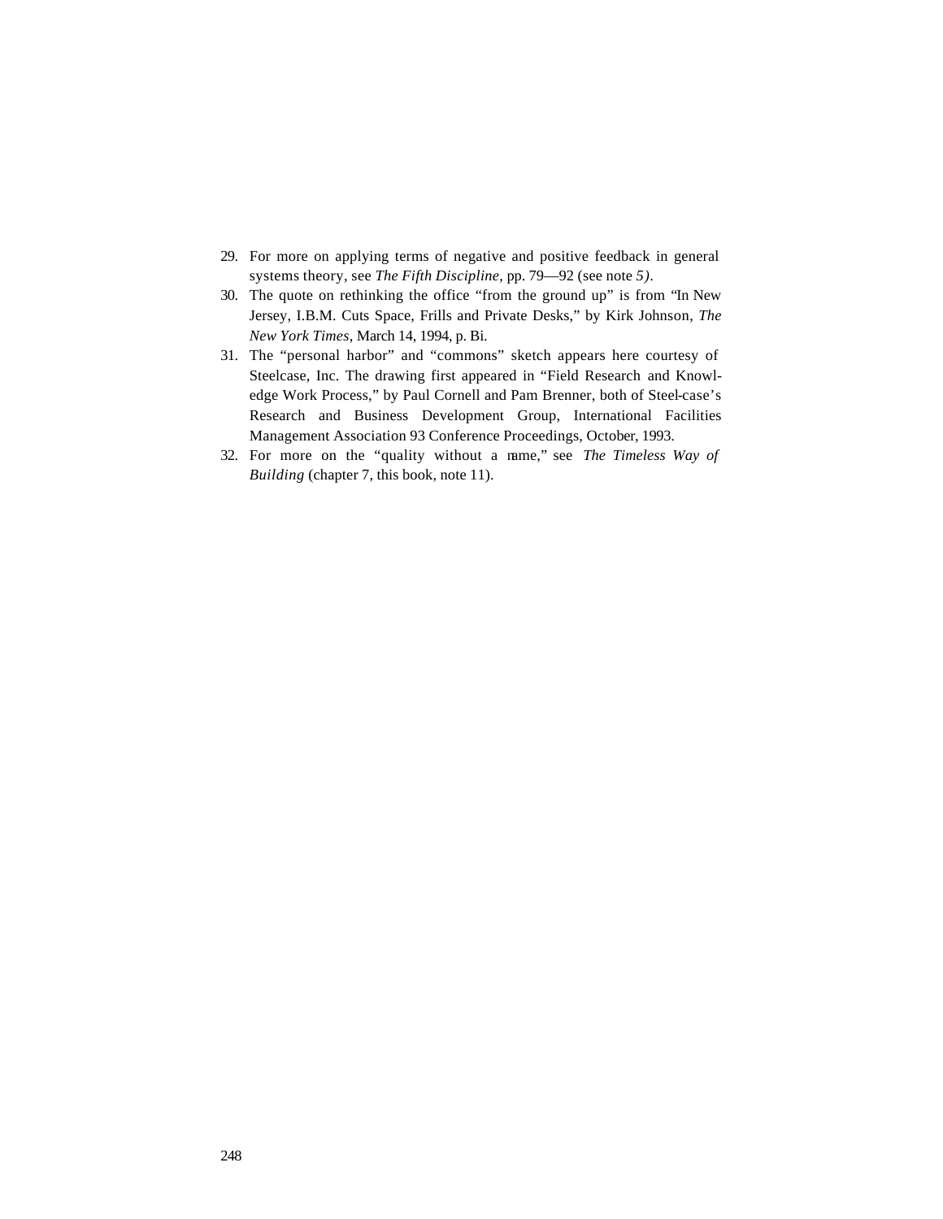29. For more on applying terms of negative and positive feedback in general systems theory, see *The Fifth Discipline*, pp. 79—92 (see note *5)*.
30. The quote on rethinking the office "from the ground up" is from "In New Jersey, I.B.M. Cuts Space, Frills and Private Desks," by Kirk Johnson, *The New York Times*, March 14, 1994, p. Bi.
31. The "personal harbor" and "commons" sketch appears here courtesy of Steelcase, Inc. The drawing first appeared in "Field Research and Knowledge Work Process," by Paul Cornell and Pam Brenner, both of Steel-case's Research and Business Development Group, International Facilities Management Association 93 Conference Proceedings, October, 1993.
32. For more on the "quality without a name," see *The Timeless Way of Building* (chapter 7, this book, note 11).